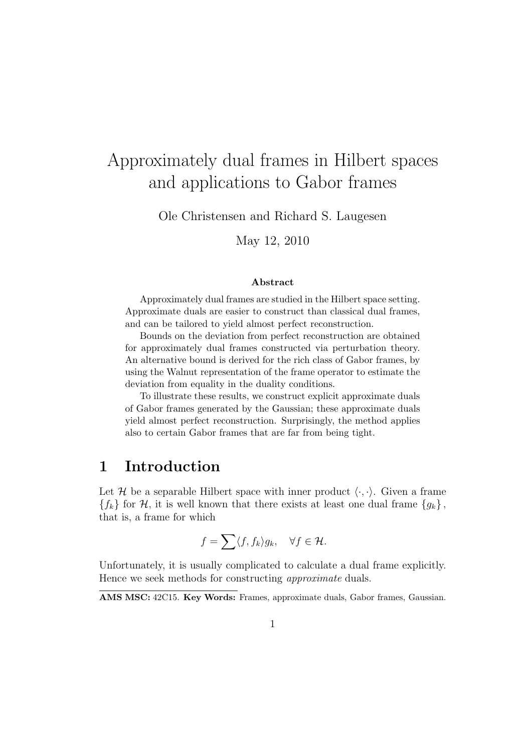# Approximately dual frames in Hilbert spaces and applications to Gabor frames

Ole Christensen and Richard S. Laugesen

May 12, 2010

**Abstract**

Approximately dual frames are studied in the Hilbert space setting. Approximate duals are easier to construct than classical dual frames, and can be tailored to yield almost perfect reconstruction.

Bounds on the deviation from perfect reconstruction are obtained for approximately dual frames constructed via perturbation theory. An alternative bound is derived for the rich class of Gabor frames, by using the Walnut representation of the frame operator to estimate the deviation from equality in the duality conditions.

To illustrate these results, we construct explicit approximate duals of Gabor frames generated by the Gaussian; these approximate duals yield almost perfect reconstruction. Surprisingly, the method applies also to certain Gabor frames that are far from being tight.

## 1 Introduction

Let $\mathcal{H}$ be a separable Hilbert space with inner product $\langle \cdot, \cdot \rangle$. Given a frame $\{f_k\}$ for $\mathcal{H}$, it is well known that there exists at least one dual frame $\{g_k\}$, that is, a frame for which

$$f = \sum \langle f, f_k \rangle g_k, \quad \forall f \in \mathcal{H}.$$

Unfortunately, it is usually complicated to calculate a dual frame explicitly. Hence we seek methods for constructing *approximate* duals.

**AMS MSC:** 42C15. **Key Words:** Frames, approximate duals, Gabor frames, Gaussian.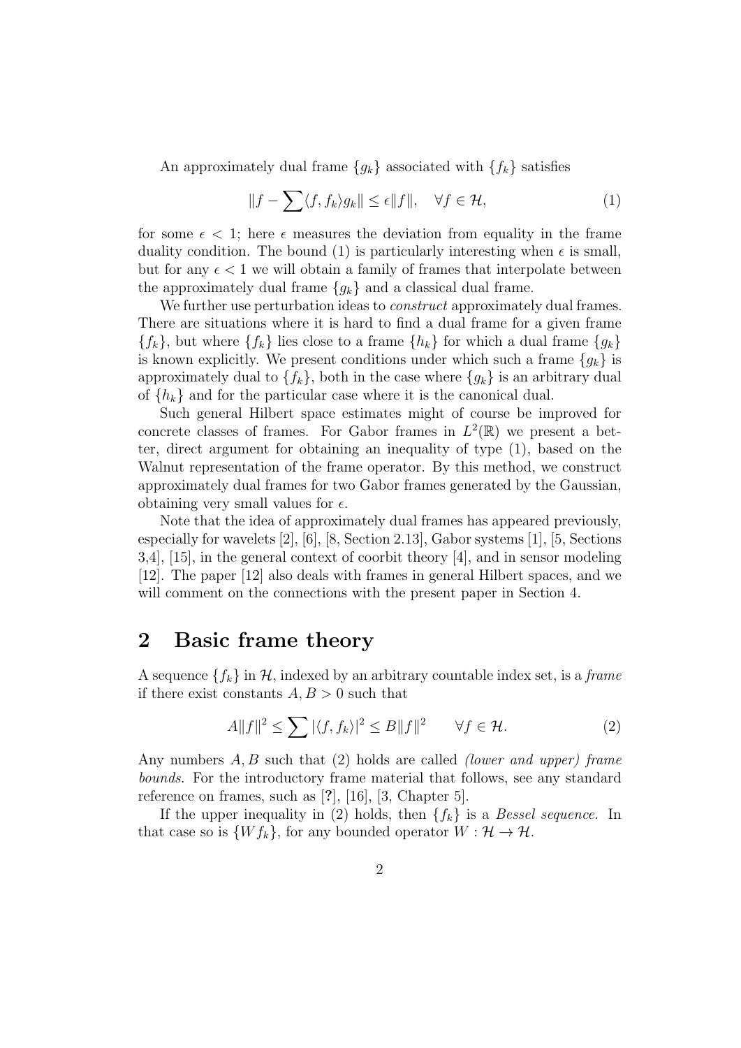An approximately dual frame $\{g_k\}$ associated with $\{f_k\}$ satisfies

$$\|f - \sum \langle f, f_k \rangle g_k\| \leq \epsilon \|f\|, \quad \forall f \in \mathcal{H}, \tag{1}$$

for some $\epsilon < 1$; here $\epsilon$ measures the deviation from equality in the frame duality condition. The bound (1) is particularly interesting when $\epsilon$ is small, but for any $\epsilon < 1$ we will obtain a family of frames that interpolate between the approximately dual frame $\{g_k\}$ and a classical dual frame.

We further use perturbation ideas to *construct* approximately dual frames. There are situations where it is hard to find a dual frame for a given frame $\{f_k\}$, but where $\{f_k\}$ lies close to a frame $\{h_k\}$ for which a dual frame $\{g_k\}$ is known explicitly. We present conditions under which such a frame $\{g_k\}$ is approximately dual to $\{f_k\}$, both in the case where $\{g_k\}$ is an arbitrary dual of $\{h_k\}$ and for the particular case where it is the canonical dual.

Such general Hilbert space estimates might of course be improved for concrete classes of frames. For Gabor frames in $L^2(\mathbb{R})$ we present a better, direct argument for obtaining an inequality of type (1), based on the Walnut representation of the frame operator. By this method, we construct approximately dual frames for two Gabor frames generated by the Gaussian, obtaining very small values for $\epsilon$.

Note that the idea of approximately dual frames has appeared previously, especially for wavelets [2], [6], [8, Section 2.13], Gabor systems [1], [5, Sections 3,4], [15], in the general context of coorbit theory [4], and in sensor modeling [12]. The paper [12] also deals with frames in general Hilbert spaces, and we will comment on the connections with the present paper in Section 4.

## 2 Basic frame theory

A sequence $\{f_k\}$ in $\mathcal{H}$, indexed by an arbitrary countable index set, is a *frame* if there exist constants $A, B > 0$ such that

$$A\|f\|^2 \leq \sum |\langle f, f_k \rangle|^2 \leq B\|f\|^2 \qquad \forall f \in \mathcal{H}. \tag{2}$$

Any numbers $A, B$ such that (2) holds are called *(lower and upper) frame bounds*. For the introductory frame material that follows, see any standard reference on frames, such as [?], [16], [3, Chapter 5].

If the upper inequality in (2) holds, then $\{f_k\}$ is a *Bessel sequence*. In that case so is $\{Wf_k\}$, for any bounded operator $W : \mathcal{H} \to \mathcal{H}$.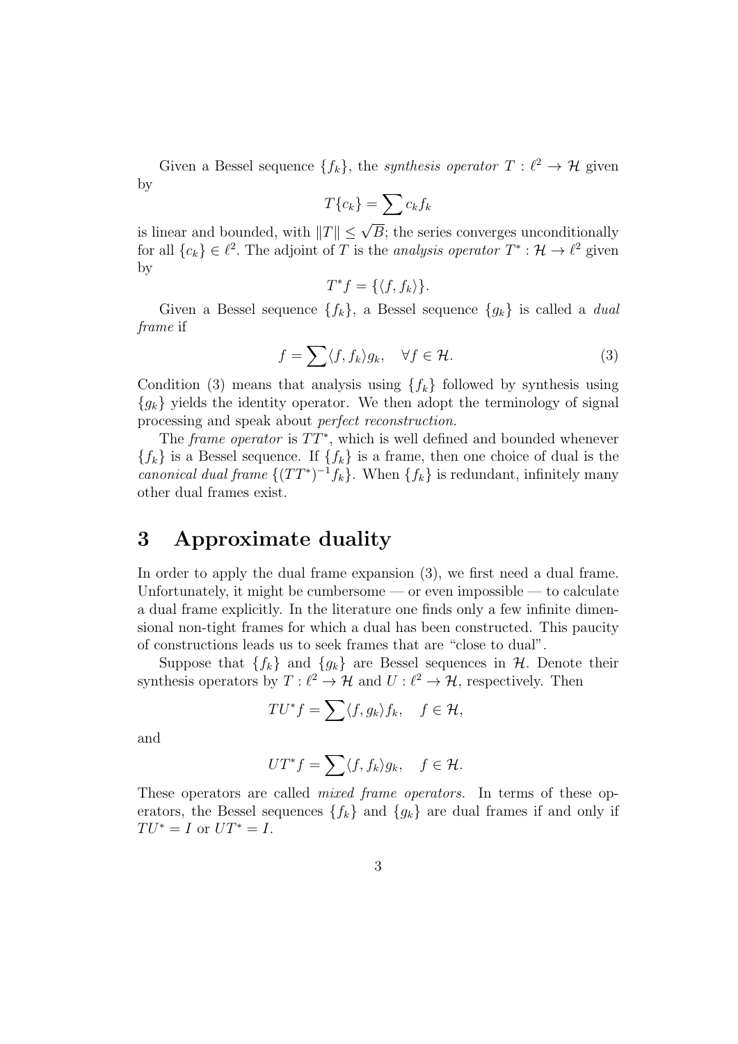Given a Bessel sequence $\{f_k\}$, the *synthesis operator* $T : \ell^2 \to \mathcal{H}$ given by

$$T\{c_k\} = \sum c_k f_k$$

is linear and bounded, with $\|T\| \leq \sqrt{B}$; the series converges unconditionally for all $\{c_k\} \in \ell^2$. The adjoint of $T$ is the *analysis operator* $T^* : \mathcal{H} \to \ell^2$ given by

$$T^* f = \{\langle f, f_k \rangle\}.$$

Given a Bessel sequence $\{f_k\}$, a Bessel sequence $\{g_k\}$ is called a *dual frame* if

$$f = \sum \langle f, f_k \rangle g_k, \quad \forall f \in \mathcal{H}. \tag{3}$$

Condition (3) means that analysis using $\{f_k\}$ followed by synthesis using $\{g_k\}$ yields the identity operator. We then adopt the terminology of signal processing and speak about *perfect reconstruction.*

The *frame operator* is $TT^*$, which is well defined and bounded whenever $\{f_k\}$ is a Bessel sequence. If $\{f_k\}$ is a frame, then one choice of dual is the *canonical dual frame* $\{(TT^*)^{-1} f_k\}$. When $\{f_k\}$ is redundant, infinitely many other dual frames exist.

## 3 Approximate duality

In order to apply the dual frame expansion (3), we first need a dual frame. Unfortunately, it might be cumbersome — or even impossible — to calculate a dual frame explicitly. In the literature one finds only a few infinite dimensional non-tight frames for which a dual has been constructed. This paucity of constructions leads us to seek frames that are "close to dual".

Suppose that $\{f_k\}$ and $\{g_k\}$ are Bessel sequences in $\mathcal{H}$. Denote their synthesis operators by $T : \ell^2 \to \mathcal{H}$ and $U : \ell^2 \to \mathcal{H}$, respectively. Then

$$TU^* f = \sum \langle f, g_k \rangle f_k, \quad f \in \mathcal{H},$$

and

$$UT^* f = \sum \langle f, f_k \rangle g_k, \quad f \in \mathcal{H}.$$

These operators are called *mixed frame operators.* In terms of these operators, the Bessel sequences $\{f_k\}$ and $\{g_k\}$ are dual frames if and only if $TU^* = I$ or $UT^* = I$.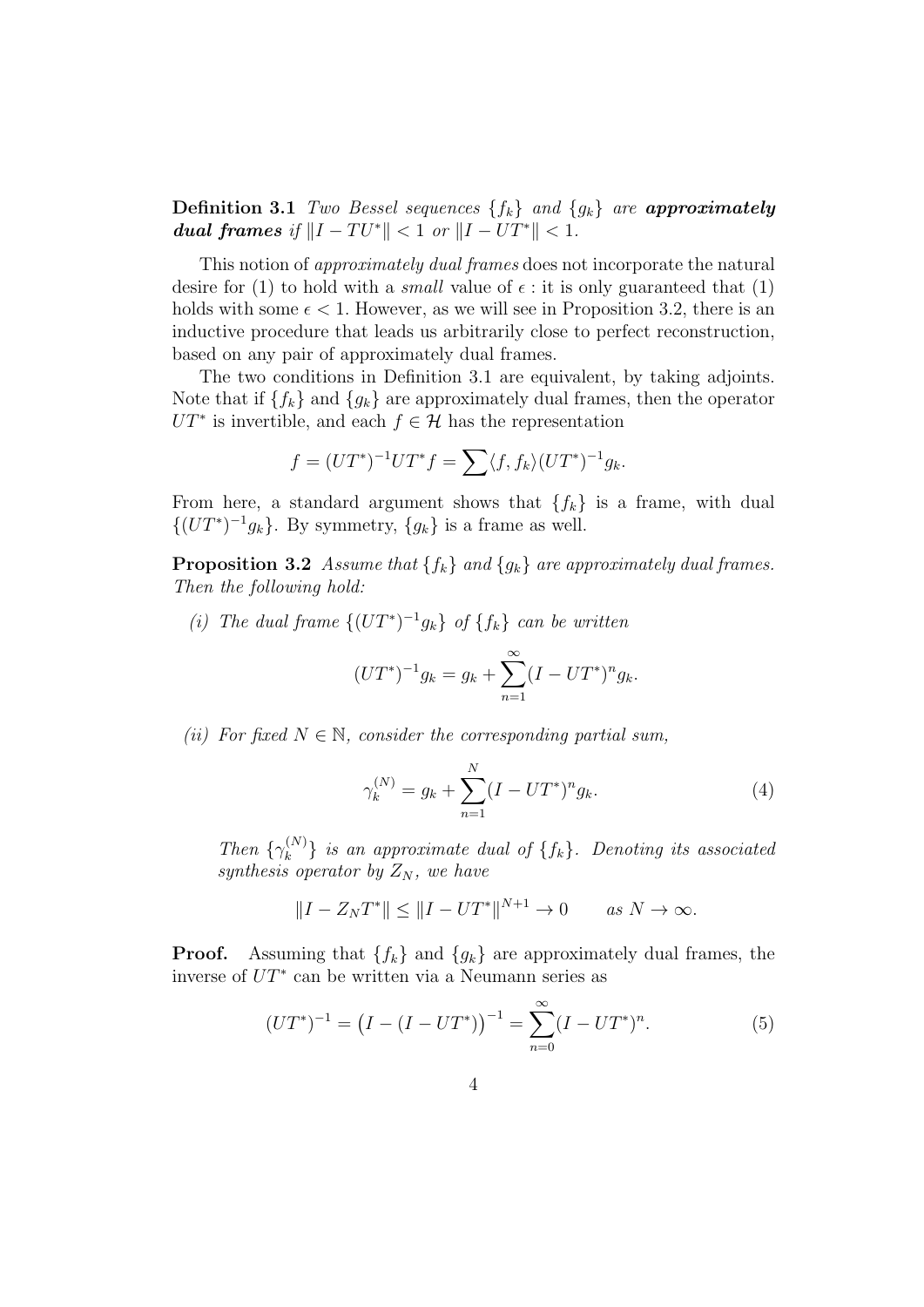**Definition 3.1** *Two Bessel sequences* $\{f_k\}$ *and* $\{g_k\}$ *are* ***approximately dual frames*** *if* $\|I - TU^*\| < 1$ *or* $\|I - UT^*\| < 1$.

This notion of *approximately dual frames* does not incorporate the natural desire for (1) to hold with a *small* value of $\epsilon$ : it is only guaranteed that (1) holds with some $\epsilon < 1$. However, as we will see in Proposition 3.2, there is an inductive procedure that leads us arbitrarily close to perfect reconstruction, based on any pair of approximately dual frames.

The two conditions in Definition 3.1 are equivalent, by taking adjoints. Note that if $\{f_k\}$ and $\{g_k\}$ are approximately dual frames, then the operator $UT^*$ is invertible, and each $f \in \mathcal{H}$ has the representation

$$f = (UT^*)^{-1}UT^*f = \sum \langle f, f_k \rangle (UT^*)^{-1} g_k.$$

From here, a standard argument shows that $\{f_k\}$ is a frame, with dual $\{(UT^*)^{-1}g_k\}$. By symmetry, $\{g_k\}$ is a frame as well.

**Proposition 3.2** *Assume that* $\{f_k\}$ *and* $\{g_k\}$ *are approximately dual frames. Then the following hold:*

*(i) The dual frame* $\{(UT^*)^{-1}g_k\}$ *of* $\{f_k\}$ *can be written*

$$(UT^*)^{-1}g_k = g_k + \sum_{n=1}^{\infty} (I - UT^*)^n g_k.$$

*(ii) For fixed* $N \in \mathbb{N}$*, consider the corresponding partial sum,*

$$\gamma_k^{(N)} = g_k + \sum_{n=1}^{N} (I - UT^*)^n g_k. \tag{4}$$

*Then* $\{\gamma_k^{(N)}\}$ *is an approximate dual of* $\{f_k\}$*. Denoting its associated synthesis operator by* $Z_N$*, we have*

$$\|I - Z_N T^*\| \leq \|I - UT^*\|^{N+1} \to 0 \qquad \text{as } N \to \infty.$$

**Proof.** Assuming that $\{f_k\}$ and $\{g_k\}$ are approximately dual frames, the inverse of $UT^*$ can be written via a Neumann series as

$$(UT^*)^{-1} = \left(I - (I - UT^*)\right)^{-1} = \sum_{n=0}^{\infty} (I - UT^*)^n. \tag{5}$$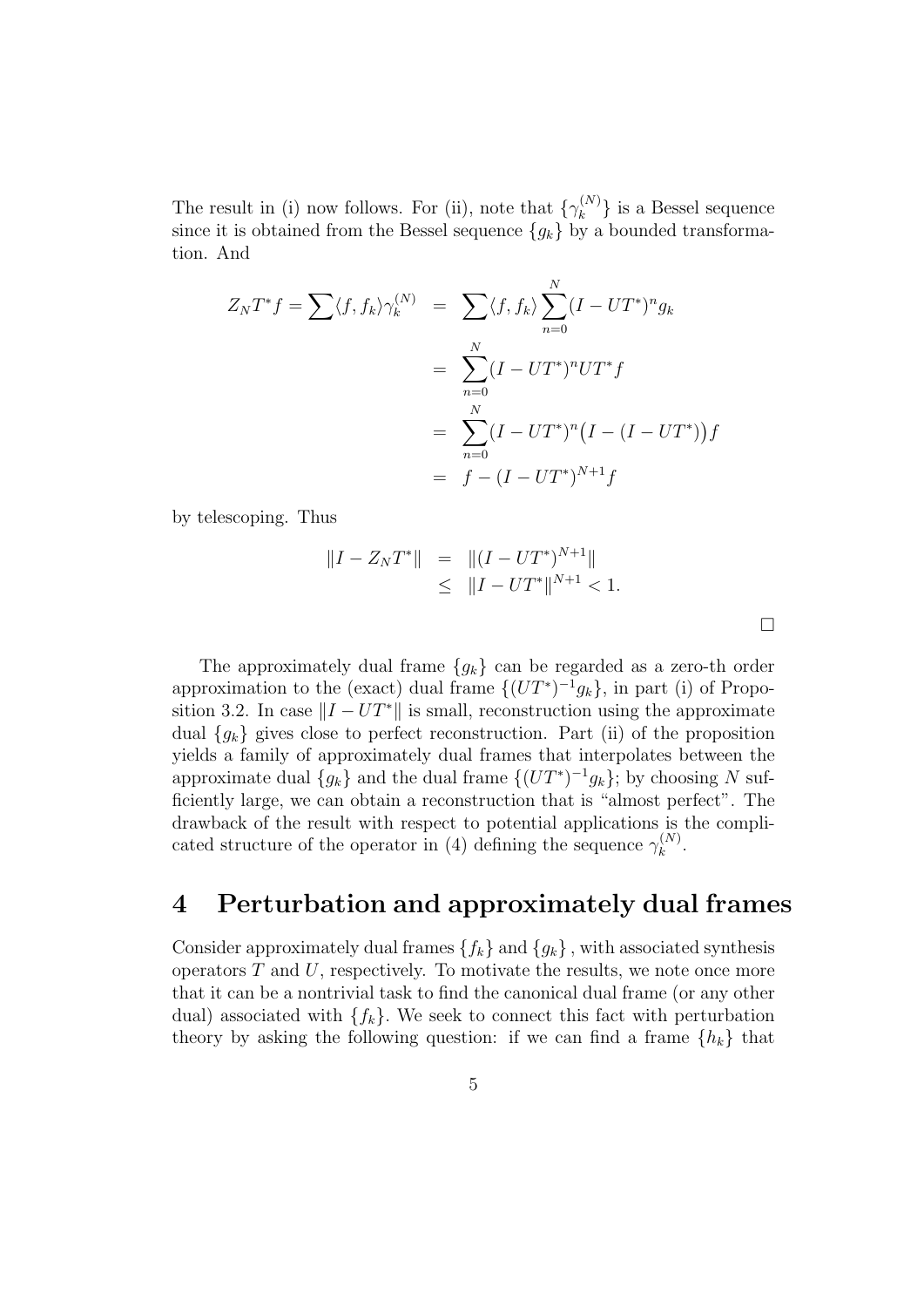The result in (i) now follows. For (ii), note that $\{\gamma_k^{(N)}\}$ is a Bessel sequence since it is obtained from the Bessel sequence $\{g_k\}$ by a bounded transformation. And

$$
\begin{aligned}
Z_N T^* f = \sum \langle f, f_k \rangle \gamma_k^{(N)} &= \sum \langle f, f_k \rangle \sum_{n=0}^{N} (I - UT^*)^n g_k \\
&= \sum_{n=0}^{N} (I - UT^*)^n UT^* f \\
&= \sum_{n=0}^{N} (I - UT^*)^n \big( I - (I - UT^*) \big) f \\
&= f - (I - UT^*)^{N+1} f
\end{aligned}
$$

by telescoping. Thus

$$
\begin{aligned}
\| I - Z_N T^* \| &= \| (I - UT^*)^{N+1} \| \\
&\leq \| I - UT^* \|^{N+1} < 1.
\end{aligned}
$$

$\square$

The approximately dual frame $\{g_k\}$ can be regarded as a zero-th order approximation to the (exact) dual frame $\{(UT^*)^{-1} g_k\}$, in part (i) of Proposition 3.2. In case $\|I - UT^*\|$ is small, reconstruction using the approximate dual $\{g_k\}$ gives close to perfect reconstruction. Part (ii) of the proposition yields a family of approximately dual frames that interpolates between the approximate dual $\{g_k\}$ and the dual frame $\{(UT^*)^{-1} g_k\}$; by choosing $N$ sufficiently large, we can obtain a reconstruction that is "almost perfect". The drawback of the result with respect to potential applications is the complicated structure of the operator in (4) defining the sequence $\gamma_k^{(N)}$.

# 4 Perturbation and approximately dual frames

Consider approximately dual frames $\{f_k\}$ and $\{g_k\}$, with associated synthesis operators $T$ and $U$, respectively. To motivate the results, we note once more that it can be a nontrivial task to find the canonical dual frame (or any other dual) associated with $\{f_k\}$. We seek to connect this fact with perturbation theory by asking the following question: if we can find a frame $\{h_k\}$ that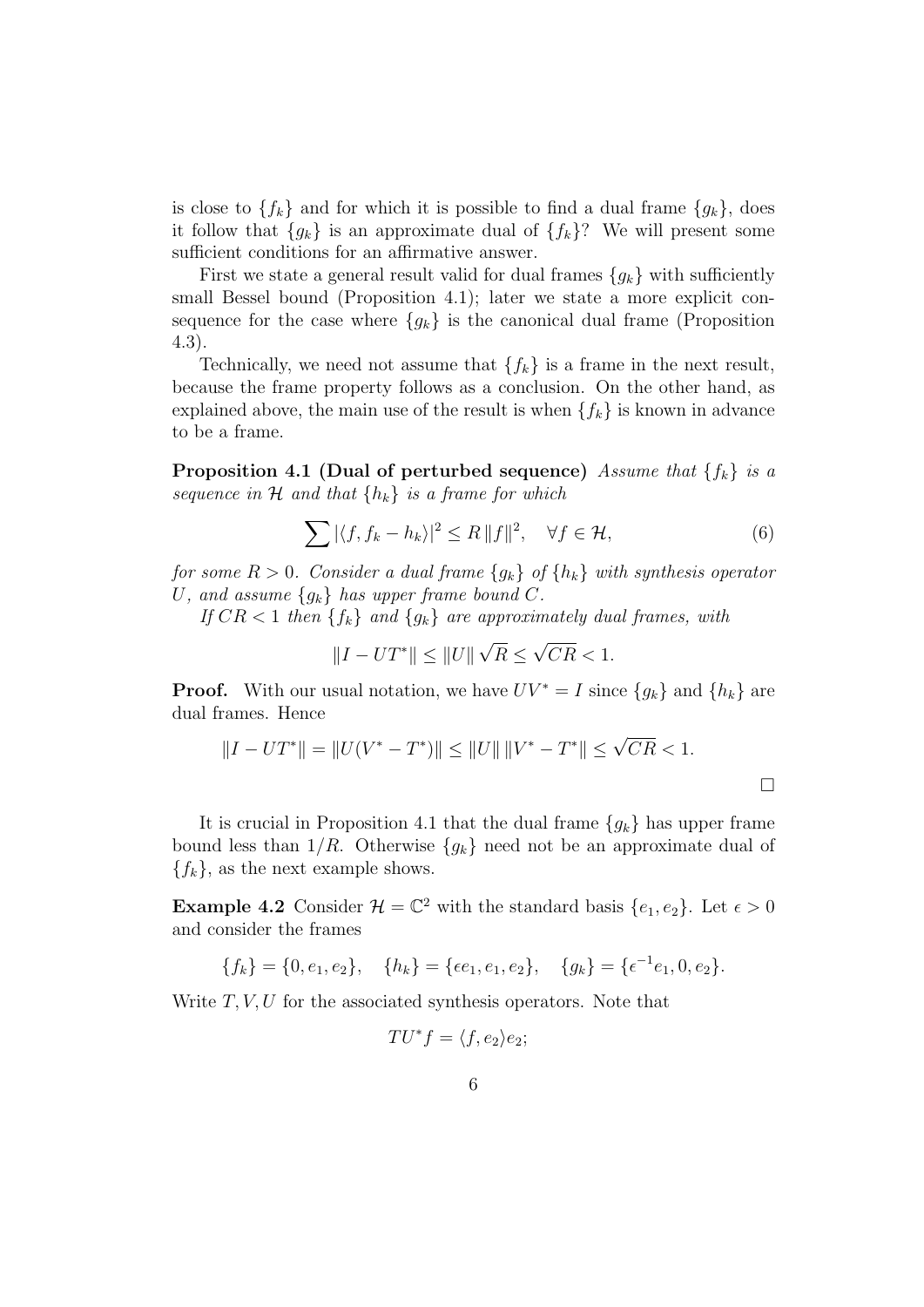is close to $\{f_k\}$ and for which it is possible to find a dual frame $\{g_k\}$, does it follow that $\{g_k\}$ is an approximate dual of $\{f_k\}$? We will present some sufficient conditions for an affirmative answer.

First we state a general result valid for dual frames $\{g_k\}$ with sufficiently small Bessel bound (Proposition 4.1); later we state a more explicit consequence for the case where $\{g_k\}$ is the canonical dual frame (Proposition 4.3).

Technically, we need not assume that $\{f_k\}$ is a frame in the next result, because the frame property follows as a conclusion. On the other hand, as explained above, the main use of the result is when $\{f_k\}$ is known in advance to be a frame.

**Proposition 4.1 (Dual of perturbed sequence)** *Assume that $\{f_k\}$ is a sequence in $\mathcal{H}$ and that $\{h_k\}$ is a frame for which*

$$\sum |\langle f, f_k - h_k \rangle|^2 \leq R\,\|f\|^2, \quad \forall f \in \mathcal{H}, \tag{6}$$

*for some $R > 0$. Consider a dual frame $\{g_k\}$ of $\{h_k\}$ with synthesis operator $U$, and assume $\{g_k\}$ has upper frame bound $C$.*

*If $CR < 1$ then $\{f_k\}$ and $\{g_k\}$ are approximately dual frames, with*

$$\|I - UT^*\| \leq \|U\| \sqrt{R} \leq \sqrt{CR} < 1.$$

**Proof.** With our usual notation, we have $UV^* = I$ since $\{g_k\}$ and $\{h_k\}$ are dual frames. Hence

$$\|I - UT^*\| = \|U(V^* - T^*)\| \leq \|U\|\,\|V^* - T^*\| \leq \sqrt{CR} < 1.$$

□

It is crucial in Proposition 4.1 that the dual frame $\{g_k\}$ has upper frame bound less than $1/R$. Otherwise $\{g_k\}$ need not be an approximate dual of $\{f_k\}$, as the next example shows.

**Example 4.2** Consider $\mathcal{H} = \mathbb{C}^2$ with the standard basis $\{e_1, e_2\}$. Let $\epsilon > 0$ and consider the frames

$$\{f_k\} = \{0, e_1, e_2\}, \quad \{h_k\} = \{\epsilon e_1, e_1, e_2\}, \quad \{g_k\} = \{\epsilon^{-1} e_1, 0, e_2\}.$$

Write $T, V, U$ for the associated synthesis operators. Note that

$$TU^* f = \langle f, e_2 \rangle e_2;$$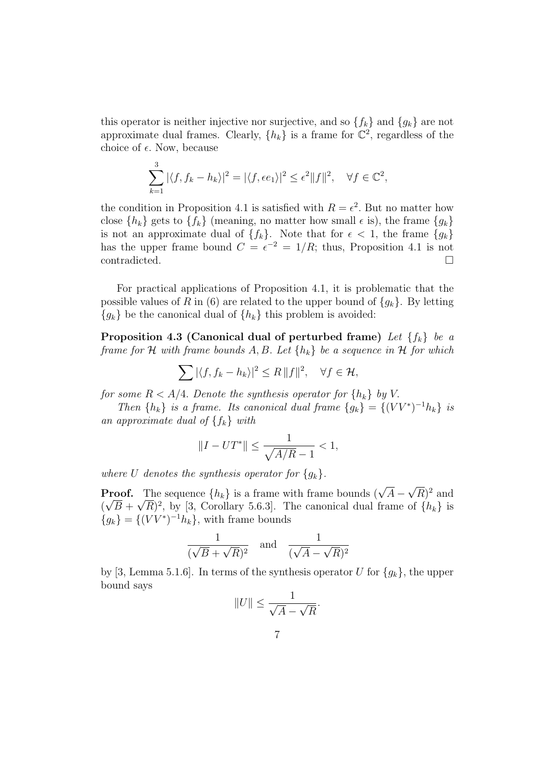this operator is neither injective nor surjective, and so $\{f_k\}$ and $\{g_k\}$ are not approximate dual frames. Clearly, $\{h_k\}$ is a frame for $\mathbb{C}^2$, regardless of the choice of $\epsilon$. Now, because

$$\sum_{k=1}^{3} |\langle f, f_k - h_k \rangle|^2 = |\langle f, \epsilon e_1 \rangle|^2 \le \epsilon^2 \|f\|^2, \quad \forall f \in \mathbb{C}^2,$$

the condition in Proposition 4.1 is satisfied with $R = \epsilon^2$. But no matter how close $\{h_k\}$ gets to $\{f_k\}$ (meaning, no matter how small $\epsilon$ is), the frame $\{g_k\}$ is not an approximate dual of $\{f_k\}$. Note that for $\epsilon < 1$, the frame $\{g_k\}$ has the upper frame bound $C = \epsilon^{-2} = 1/R$; thus, Proposition 4.1 is not contradicted. $\square$

For practical applications of Proposition 4.1, it is problematic that the possible values of $R$ in (6) are related to the upper bound of $\{g_k\}$. By letting $\{g_k\}$ be the canonical dual of $\{h_k\}$ this problem is avoided:

**Proposition 4.3 (Canonical dual of perturbed frame)** *Let $\{f_k\}$ be a frame for $\mathcal{H}$ with frame bounds $A, B$. Let $\{h_k\}$ be a sequence in $\mathcal{H}$ for which*

$$\sum |\langle f, f_k - h_k \rangle|^2 \le R \, \|f\|^2, \quad \forall f \in \mathcal{H},$$

*for some $R < A/4$. Denote the synthesis operator for $\{h_k\}$ by $V$.*

*Then $\{h_k\}$ is a frame. Its canonical dual frame $\{g_k\} = \{(VV^*)^{-1} h_k\}$ is an approximate dual of $\{f_k\}$ with*

$$\|I - UT^*\| \le \frac{1}{\sqrt{A/R} - 1} < 1,$$

*where $U$ denotes the synthesis operator for $\{g_k\}$.*

**Proof.** The sequence $\{h_k\}$ is a frame with frame bounds $(\sqrt{A} - \sqrt{R})^2$ and $(\sqrt{B} + \sqrt{R})^2$, by [3, Corollary 5.6.3]. The canonical dual frame of $\{h_k\}$ is $\{g_k\} = \{(VV^*)^{-1} h_k\}$, with frame bounds

$$\frac{1}{(\sqrt{B} + \sqrt{R})^2} \quad \text{and} \quad \frac{1}{(\sqrt{A} - \sqrt{R})^2}$$

by [3, Lemma 5.1.6]. In terms of the synthesis operator $U$ for $\{g_k\}$, the upper bound says

$$\|U\| \le \frac{1}{\sqrt{A} - \sqrt{R}}.$$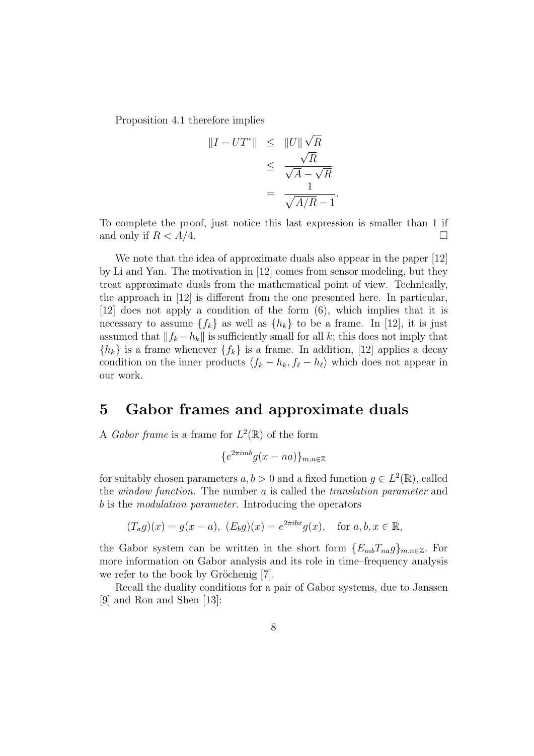Proposition 4.1 therefore implies

$$
\begin{aligned}
\|I - UT^*\| &\leq \|U\| \sqrt{R} \\
&\leq \frac{\sqrt{R}}{\sqrt{A} - \sqrt{R}} \\
&= \frac{1}{\sqrt{A/R} - 1}.
\end{aligned}
$$

To complete the proof, just notice this last expression is smaller than 1 if and only if $R < A/4$. □

We note that the idea of approximate duals also appear in the paper [12] by Li and Yan. The motivation in [12] comes from sensor modeling, but they treat approximate duals from the mathematical point of view. Technically, the approach in [12] is different from the one presented here. In particular, [12] does not apply a condition of the form (6), which implies that it is necessary to assume $\{f_k\}$ as well as $\{h_k\}$ to be a frame. In [12], it is just assumed that $\|f_k - h_k\|$ is sufficiently small for all $k$; this does not imply that $\{h_k\}$ is a frame whenever $\{f_k\}$ is a frame. In addition, [12] applies a decay condition on the inner products $\langle f_k - h_k, f_\ell - h_\ell \rangle$ which does not appear in our work.

# 5 Gabor frames and approximate duals

A *Gabor frame* is a frame for $L^2(\mathbb{R})$ of the form

$$\{e^{2\pi imb} g(x - na)\}_{m,n \in \mathbb{Z}}$$

for suitably chosen parameters $a, b > 0$ and a fixed function $g \in L^2(\mathbb{R})$, called the *window function.* The number $a$ is called the *translation parameter* and $b$ is the *modulation parameter.* Introducing the operators

$$(T_a g)(x) = g(x - a), \ (E_b g)(x) = e^{2\pi ibx} g(x), \quad \text{for } a, b, x \in \mathbb{R},$$

the Gabor system can be written in the short form $\{E_{mb} T_{na} g\}_{m,n \in \mathbb{Z}}$. For more information on Gabor analysis and its role in time–frequency analysis we refer to the book by Gröchenig [7].

Recall the duality conditions for a pair of Gabor systems, due to Janssen [9] and Ron and Shen [13]: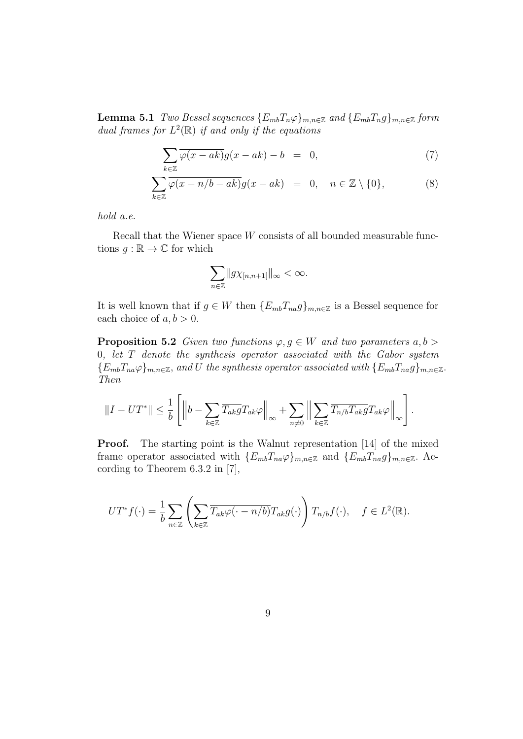**Lemma 5.1** *Two Bessel sequences $\{E_{mb}T_n\varphi\}_{m,n\in\mathbb{Z}}$ and $\{E_{mb}T_ng\}_{m,n\in\mathbb{Z}}$ form dual frames for $L^2(\mathbb{R})$ if and only if the equations*

$$\sum_{k\in\mathbb{Z}} \overline{\varphi(x-ak)}g(x-ak) - b \;=\; 0, \tag{7}$$

$$\sum_{k\in\mathbb{Z}} \overline{\varphi(x-n/b-ak)}g(x-ak) \;=\; 0, \quad n\in\mathbb{Z}\setminus\{0\}, \tag{8}$$

*hold a.e.*

Recall that the Wiener space $W$ consists of all bounded measurable functions $g:\mathbb{R}\to\mathbb{C}$ for which

$$\sum_{n\in\mathbb{Z}} \|g\chi_{[n,n+1[}\|_\infty < \infty.$$

It is well known that if $g\in W$ then $\{E_{mb}T_{na}g\}_{m,n\in\mathbb{Z}}$ is a Bessel sequence for each choice of $a,b>0$.

**Proposition 5.2** *Given two functions $\varphi, g\in W$ and two parameters $a,b>0$, let $T$ denote the synthesis operator associated with the Gabor system $\{E_{mb}T_{na}\varphi\}_{m,n\in\mathbb{Z}}$, and $U$ the synthesis operator associated with $\{E_{mb}T_{na}g\}_{m,n\in\mathbb{Z}}$. Then*

$$\|I-UT^*\| \le \frac{1}{b}\left[\Big\|b-\sum_{k\in\mathbb{Z}}\overline{T_{ak}g}T_{ak}\varphi\Big\|_\infty + \sum_{n\neq 0}\Big\|\sum_{k\in\mathbb{Z}}\overline{T_{n/b}T_{ak}g}T_{ak}\varphi\Big\|_\infty\right].$$

**Proof.** The starting point is the Walnut representation [14] of the mixed frame operator associated with $\{E_{mb}T_{na}\varphi\}_{m,n\in\mathbb{Z}}$ and $\{E_{mb}T_{na}g\}_{m,n\in\mathbb{Z}}$. According to Theorem 6.3.2 in [7],

$$UT^*f(\cdot) = \frac{1}{b}\sum_{n\in\mathbb{Z}}\left(\sum_{k\in\mathbb{Z}}\overline{T_{ak}\varphi(\cdot-n/b)}T_{ak}g(\cdot)\right)T_{n/b}f(\cdot), \quad f\in L^2(\mathbb{R}).$$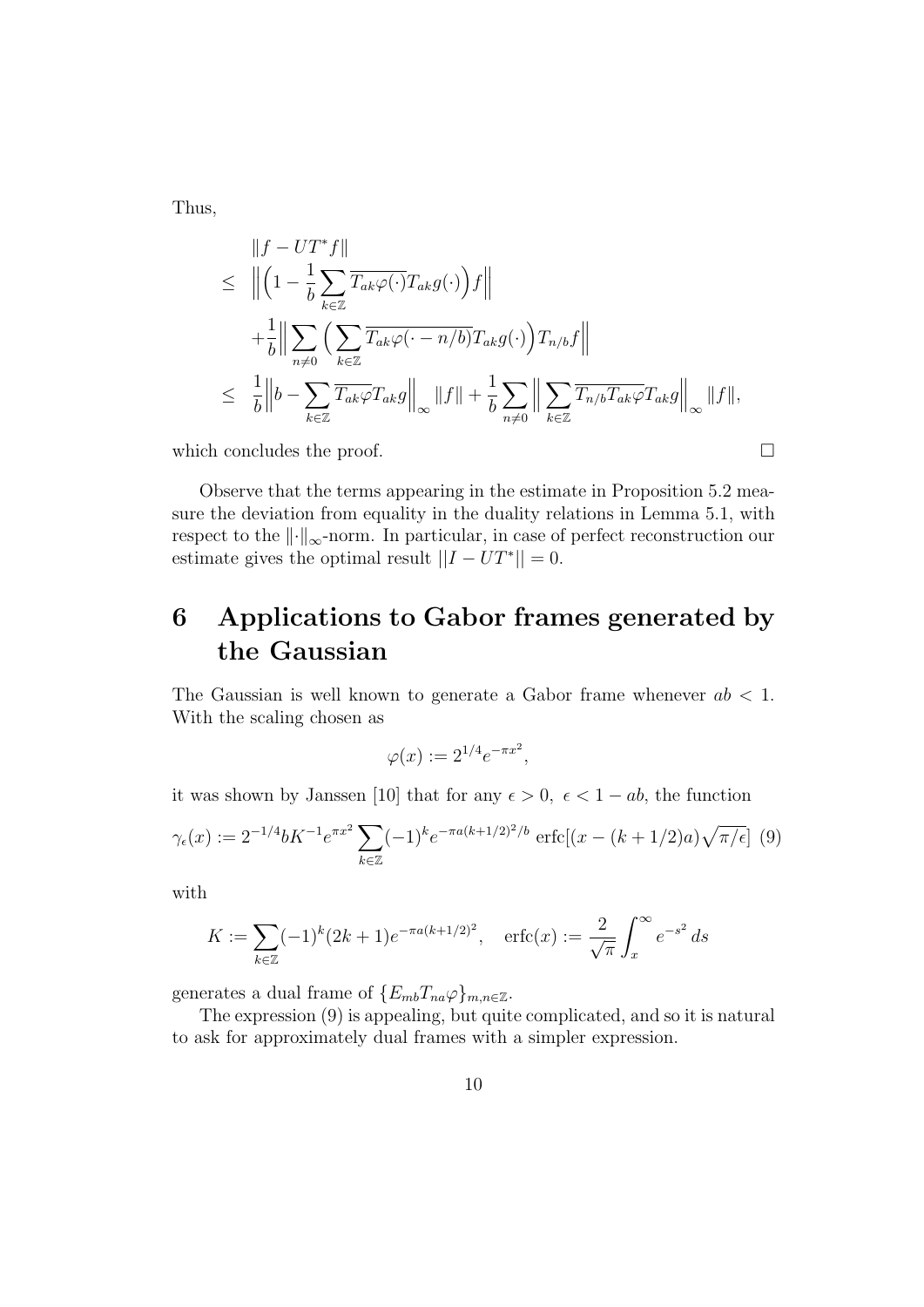Thus,

$$
\begin{aligned}
& \|f - UT^* f\| \\
\leq \;& \Big\| \Big( 1 - \frac{1}{b} \sum_{k \in \mathbb{Z}} \overline{T_{ak}\varphi(\cdot)} T_{ak} g(\cdot) \Big) f \Big\| \\
& + \frac{1}{b} \Big\| \sum_{n \neq 0} \Big( \sum_{k \in \mathbb{Z}} \overline{T_{ak}\varphi(\cdot - n/b)} T_{ak} g(\cdot) \Big) T_{n/b} f \Big\| \\
\leq \;& \frac{1}{b} \Big\| b - \sum_{k \in \mathbb{Z}} \overline{T_{ak}\varphi} T_{ak} g \Big\|_{\infty} \|f\| + \frac{1}{b} \sum_{n \neq 0} \Big\| \sum_{k \in \mathbb{Z}} \overline{T_{n/b} T_{ak}\varphi} T_{ak} g \Big\|_{\infty} \|f\|,
\end{aligned}
$$

which concludes the proof. □

Observe that the terms appearing in the estimate in Proposition 5.2 measure the deviation from equality in the duality relations in Lemma 5.1, with respect to the $\|\cdot\|_{\infty}$-norm. In particular, in case of perfect reconstruction our estimate gives the optimal result $||I - UT^*|| = 0$.

# 6 Applications to Gabor frames generated by the Gaussian

The Gaussian is well known to generate a Gabor frame whenever $ab < 1$. With the scaling chosen as

$$\varphi(x) := 2^{1/4} e^{-\pi x^2},$$

it was shown by Janssen [10] that for any $\epsilon > 0, \ \epsilon < 1 - ab$, the function

$$\gamma_{\epsilon}(x) := 2^{-1/4} b K^{-1} e^{\pi x^2} \sum_{k \in \mathbb{Z}} (-1)^k e^{-\pi a (k+1/2)^2 / b} \operatorname{erfc}[(x - (k+1/2)a)\sqrt{\pi/\epsilon}] \quad (9)$$

with

$$K := \sum_{k \in \mathbb{Z}} (-1)^k (2k+1) e^{-\pi a (k+1/2)^2}, \quad \operatorname{erfc}(x) := \frac{2}{\sqrt{\pi}} \int_x^{\infty} e^{-s^2}\, ds$$

generates a dual frame of $\{E_{mb} T_{na} \varphi\}_{m,n \in \mathbb{Z}}$.

The expression (9) is appealing, but quite complicated, and so it is natural to ask for approximately dual frames with a simpler expression.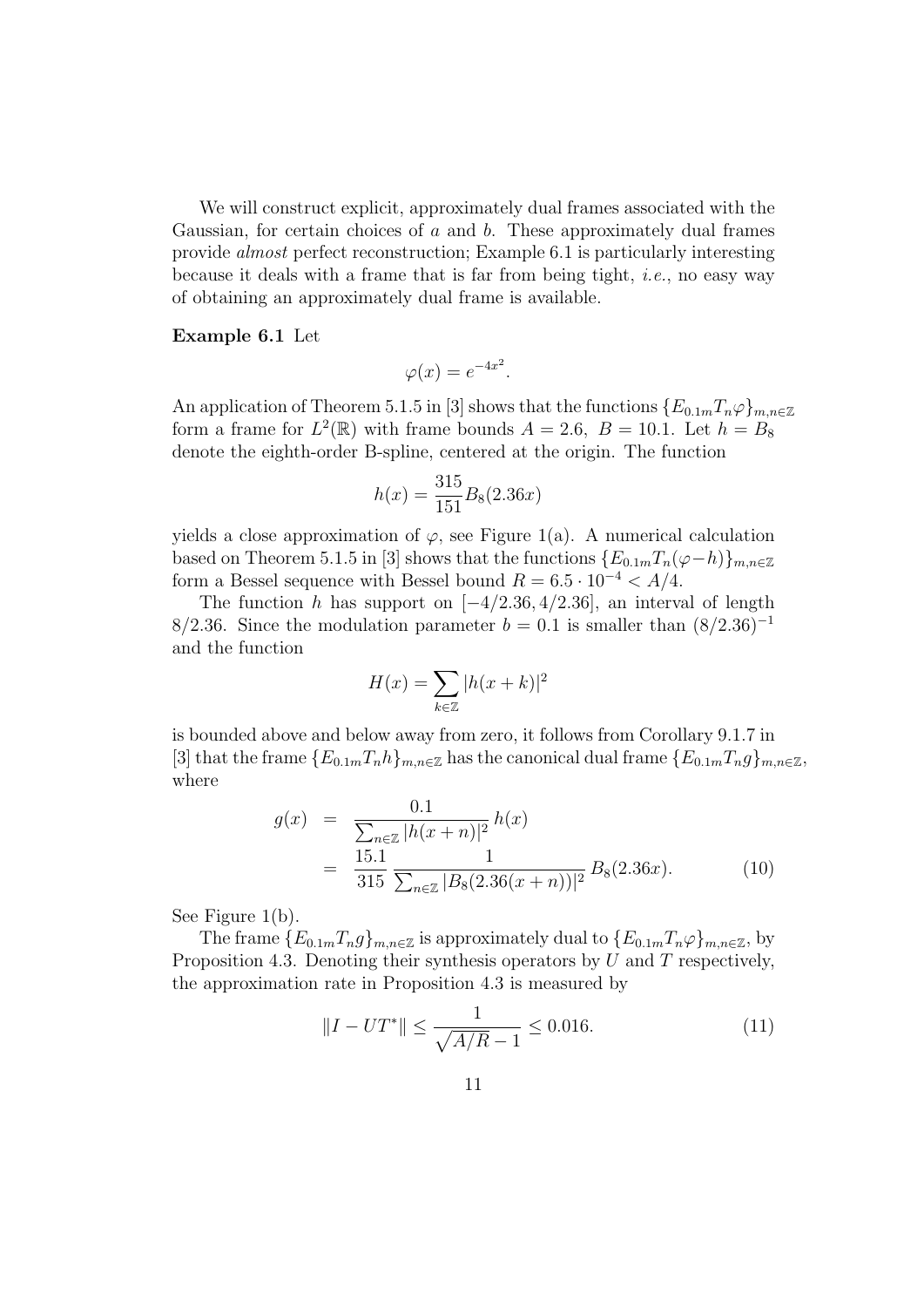We will construct explicit, approximately dual frames associated with the Gaussian, for certain choices of $a$ and $b$. These approximately dual frames provide *almost* perfect reconstruction; Example 6.1 is particularly interesting because it deals with a frame that is far from being tight, *i.e.*, no easy way of obtaining an approximately dual frame is available.

**Example 6.1** Let

$$\varphi(x) = e^{-4x^2}.$$

An application of Theorem 5.1.5 in [3] shows that the functions $\{E_{0.1m}T_n\varphi\}_{m,n\in\mathbb{Z}}$ form a frame for $L^2(\mathbb{R})$ with frame bounds $A = 2.6,\ B = 10.1$. Let $h = B_8$ denote the eighth-order B-spline, centered at the origin. The function

$$h(x) = \frac{315}{151}B_8(2.36x)$$

yields a close approximation of $\varphi$, see Figure 1(a). A numerical calculation based on Theorem 5.1.5 in [3] shows that the functions $\{E_{0.1m}T_n(\varphi - h)\}_{m,n\in\mathbb{Z}}$ form a Bessel sequence with Bessel bound $R = 6.5 \cdot 10^{-4} < A/4$.

The function $h$ has support on $[-4/2.36, 4/2.36]$, an interval of length $8/2.36$. Since the modulation parameter $b = 0.1$ is smaller than $(8/2.36)^{-1}$ and the function

$$H(x) = \sum_{k\in\mathbb{Z}} |h(x+k)|^2$$

is bounded above and below away from zero, it follows from Corollary 9.1.7 in [3] that the frame $\{E_{0.1m}T_nh\}_{m,n\in\mathbb{Z}}$ has the canonical dual frame $\{E_{0.1m}T_ng\}_{m,n\in\mathbb{Z}}$, where

$$\begin{aligned} g(x) &= \frac{0.1}{\sum_{n\in\mathbb{Z}} |h(x+n)|^2}\, h(x) \\ &= \frac{15.1}{315}\, \frac{1}{\sum_{n\in\mathbb{Z}} |B_8(2.36(x+n))|^2}\, B_8(2.36x). \end{aligned} \tag{10}$$

See Figure 1(b).

The frame $\{E_{0.1m}T_ng\}_{m,n\in\mathbb{Z}}$ is approximately dual to $\{E_{0.1m}T_n\varphi\}_{m,n\in\mathbb{Z}}$, by Proposition 4.3. Denoting their synthesis operators by $U$ and $T$ respectively, the approximation rate in Proposition 4.3 is measured by

$$\|I - UT^*\| \leq \frac{1}{\sqrt{A/R} - 1} \leq 0.016. \tag{11}$$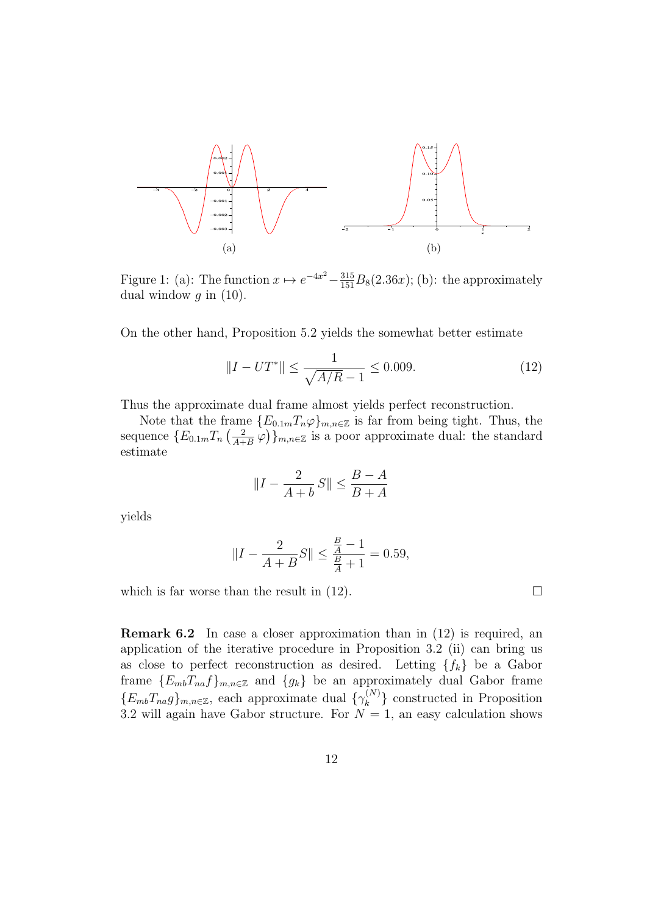Figure 1: (a): The function $x \mapsto e^{-4x^2} - \frac{315}{151} B_8(2.36x)$; (b): the approximately dual window $g$ in (10).

On the other hand, Proposition 5.2 yields the somewhat better estimate

$$\|I - UT^*\| \leq \frac{1}{\sqrt{A/R} - 1} \leq 0.009. \tag{12}$$

Thus the approximate dual frame almost yields perfect reconstruction.

Note that the frame $\{E_{0.1m} T_n \varphi\}_{m,n \in \mathbb{Z}}$ is far from being tight. Thus, the sequence $\{E_{0.1m} T_n \left(\frac{2}{A+B} \varphi\right)\}_{m,n \in \mathbb{Z}}$ is a poor approximate dual: the standard estimate

$$\|I - \frac{2}{A + b} S\| \leq \frac{B - A}{B + A}$$

yields

$$\|I - \frac{2}{A + B} S\| \leq \frac{\frac{B}{A} - 1}{\frac{B}{A} + 1} = 0.59,$$

which is far worse than the result in (12). $\square$

**Remark 6.2** In case a closer approximation than in (12) is required, an application of the iterative procedure in Proposition 3.2 (ii) can bring us as close to perfect reconstruction as desired. Letting $\{f_k\}$ be a Gabor frame $\{E_{mb} T_{na} f\}_{m,n \in \mathbb{Z}}$ and $\{g_k\}$ be an approximately dual Gabor frame $\{E_{mb} T_{na} g\}_{m,n \in \mathbb{Z}}$, each approximate dual $\{\gamma_k^{(N)}\}$ constructed in Proposition 3.2 will again have Gabor structure. For $N = 1$, an easy calculation shows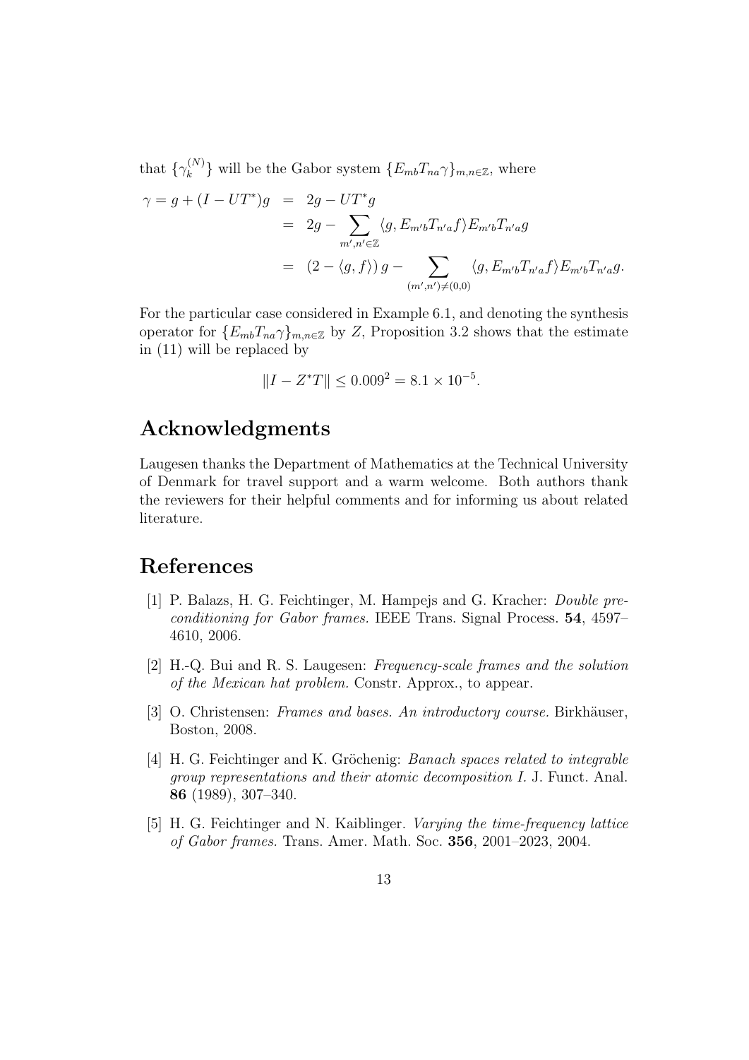that $\{\gamma_k^{(N)}\}$ will be the Gabor system $\{E_{mb}T_{na}\gamma\}_{m,n\in\mathbb{Z}}$, where

$$
\begin{aligned}
\gamma = g + (I - UT^*)g &= 2g - UT^*g \\
&= 2g - \sum_{m',n'\in\mathbb{Z}} \langle g, E_{m'b}T_{n'a}f\rangle E_{m'b}T_{n'a}g \\
&= (2 - \langle g, f\rangle)\, g - \sum_{(m',n')\neq(0,0)} \langle g, E_{m'b}T_{n'a}f\rangle E_{m'b}T_{n'a}g.
\end{aligned}
$$

For the particular case considered in Example 6.1, and denoting the synthesis operator for $\{E_{mb}T_{na}\gamma\}_{m,n\in\mathbb{Z}}$ by $Z$, Proposition 3.2 shows that the estimate in (11) will be replaced by

$$\|I - Z^*T\| \leq 0.009^2 = 8.1 \times 10^{-5}.$$

## Acknowledgments

Laugesen thanks the Department of Mathematics at the Technical University of Denmark for travel support and a warm welcome. Both authors thank the reviewers for their helpful comments and for informing us about related literature.

## References

[1] P. Balazs, H. G. Feichtinger, M. Hampejs and G. Kracher: *Double preconditioning for Gabor frames.* IEEE Trans. Signal Process. **54**, 4597–4610, 2006.

[2] H.-Q. Bui and R. S. Laugesen: *Frequency-scale frames and the solution of the Mexican hat problem.* Constr. Approx., to appear.

[3] O. Christensen: *Frames and bases. An introductory course.* Birkhäuser, Boston, 2008.

[4] H. G. Feichtinger and K. Gröchenig: *Banach spaces related to integrable group representations and their atomic decomposition I.* J. Funct. Anal. **86** (1989), 307–340.

[5] H. G. Feichtinger and N. Kaiblinger. *Varying the time-frequency lattice of Gabor frames.* Trans. Amer. Math. Soc. **356**, 2001–2023, 2004.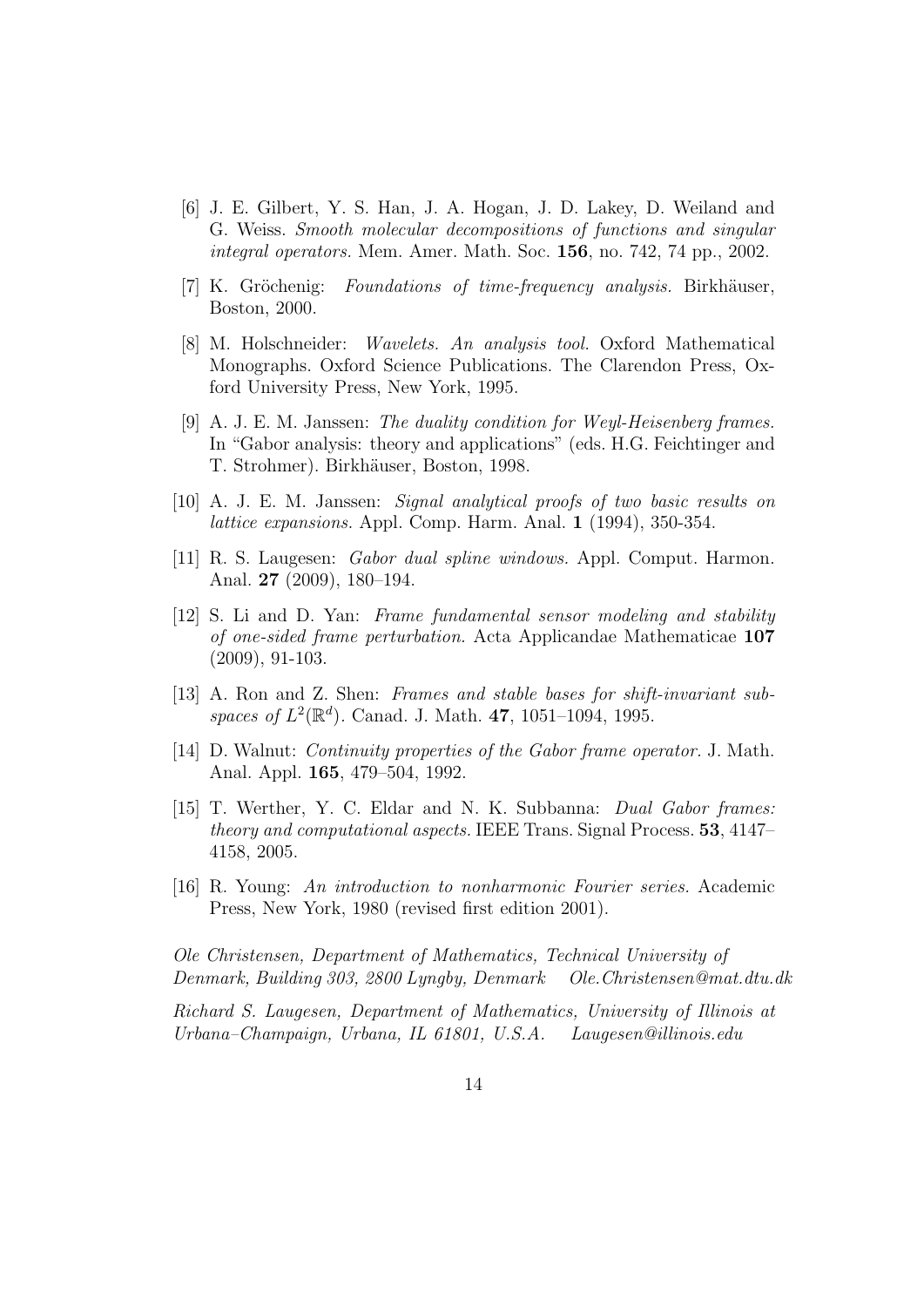[6] J. E. Gilbert, Y. S. Han, J. A. Hogan, J. D. Lakey, D. Weiland and G. Weiss. *Smooth molecular decompositions of functions and singular integral operators.* Mem. Amer. Math. Soc. **156**, no. 742, 74 pp., 2002.

[7] K. Gröchenig: *Foundations of time-frequency analysis.* Birkhäuser, Boston, 2000.

[8] M. Holschneider: *Wavelets. An analysis tool.* Oxford Mathematical Monographs. Oxford Science Publications. The Clarendon Press, Oxford University Press, New York, 1995.

[9] A. J. E. M. Janssen: *The duality condition for Weyl-Heisenberg frames.* In "Gabor analysis: theory and applications" (eds. H.G. Feichtinger and T. Strohmer). Birkhäuser, Boston, 1998.

[10] A. J. E. M. Janssen: *Signal analytical proofs of two basic results on lattice expansions.* Appl. Comp. Harm. Anal. **1** (1994), 350-354.

[11] R. S. Laugesen: *Gabor dual spline windows.* Appl. Comput. Harmon. Anal. **27** (2009), 180–194.

[12] S. Li and D. Yan: *Frame fundamental sensor modeling and stability of one-sided frame perturbation.* Acta Applicandae Mathematicae **107** (2009), 91-103.

[13] A. Ron and Z. Shen: *Frames and stable bases for shift-invariant subspaces of $L^2(\mathbb{R}^d)$.* Canad. J. Math. **47**, 1051–1094, 1995.

[14] D. Walnut: *Continuity properties of the Gabor frame operator.* J. Math. Anal. Appl. **165**, 479–504, 1992.

[15] T. Werther, Y. C. Eldar and N. K. Subbanna: *Dual Gabor frames: theory and computational aspects.* IEEE Trans. Signal Process. **53**, 4147–4158, 2005.

[16] R. Young: *An introduction to nonharmonic Fourier series.* Academic Press, New York, 1980 (revised first edition 2001).

*Ole Christensen, Department of Mathematics, Technical University of Denmark, Building 303, 2800 Lyngby, Denmark     Ole.Christensen@mat.dtu.dk*

*Richard S. Laugesen, Department of Mathematics, University of Illinois at Urbana–Champaign, Urbana, IL 61801, U.S.A.     Laugesen@illinois.edu*